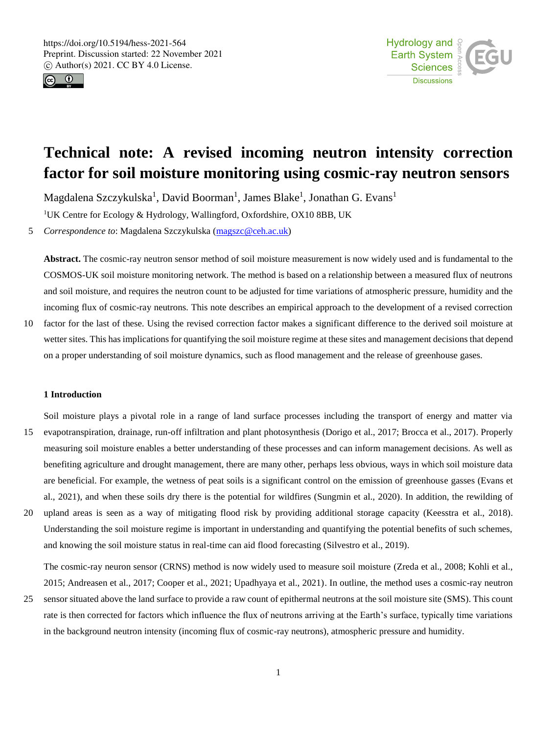# Technical note: A revised incoming neutron intensity correction factor for soil moisture monitoring using cosmic-ray neutron sensors

Magdalena Szczykulska[1], David Boorman[1], James Blake[1], Jonathan G. Evans[1]

[1]UK Centre for Ecology & Hydrology, Wallingford, Oxfordshire, OX10 8BB, UK

*Correspondence to*: Magdalena Szczykulska (magszc@ceh.ac.uk)

**Abstract.** The cosmic-ray neutron sensor method of soil moisture measurement is now widely used and is fundamental to the COSMOS-UK soil moisture monitoring network. The method is based on a relationship between a measured flux of neutrons and soil moisture, and requires the neutron count to be adjusted for time variations of atmospheric pressure, humidity and the incoming flux of cosmic-ray neutrons. This note describes an empirical approach to the development of a revised correction factor for the last of these. Using the revised correction factor makes a significant difference to the derived soil moisture at wetter sites. This has implications for quantifying the soil moisture regime at these sites and management decisions that depend on a proper understanding of soil moisture dynamics, such as flood management and the release of greenhouse gases.

## 1 Introduction

Soil moisture plays a pivotal role in a range of land surface processes including the transport of energy and matter via evapotranspiration, drainage, run-off infiltration and plant photosynthesis (Dorigo et al., 2017; Brocca et al., 2017). Properly measuring soil moisture enables a better understanding of these processes and can inform management decisions. As well as benefiting agriculture and drought management, there are many other, perhaps less obvious, ways in which soil moisture data are beneficial. For example, the wetness of peat soils is a significant control on the emission of greenhouse gasses (Evans et al., 2021), and when these soils dry there is the potential for wildfires (Sungmin et al., 2020). In addition, the rewilding of upland areas is seen as a way of mitigating flood risk by providing additional storage capacity (Keesstra et al., 2018). Understanding the soil moisture regime is important in understanding and quantifying the potential benefits of such schemes, and knowing the soil moisture status in real-time can aid flood forecasting (Silvestro et al., 2019).

The cosmic-ray neuron sensor (CRNS) method is now widely used to measure soil moisture (Zreda et al., 2008; Kohli et al., 2015; Andreasen et al., 2017; Cooper et al., 2021; Upadhyaya et al., 2021). In outline, the method uses a cosmic-ray neutron sensor situated above the land surface to provide a raw count of epithermal neutrons at the soil moisture site (SMS). This count rate is then corrected for factors which influence the flux of neutrons arriving at the Earth's surface, typically time variations in the background neutron intensity (incoming flux of cosmic-ray neutrons), atmospheric pressure and humidity.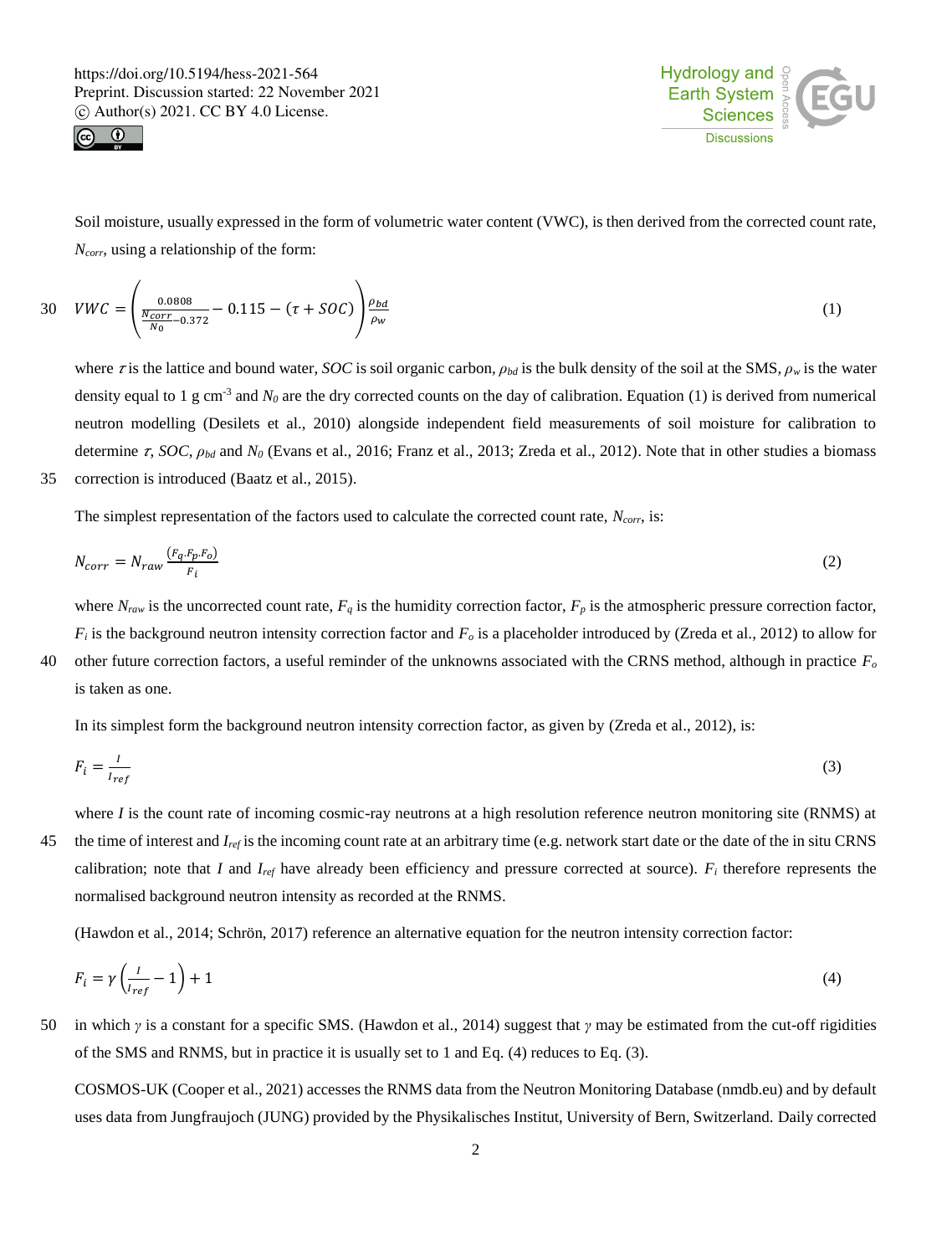Soil moisture, usually expressed in the form of volumetric water content (VWC), is then derived from the corrected count rate, $N_{corr}$, using a relationship of the form:

$$VWC = \left( \frac{0.0808}{\frac{N_{corr}}{N_0} - 0.372} - 0.115 - (\tau + SOC) \right) \frac{\rho_{bd}}{\rho_w} \quad (1)$$

where $\tau$ is the lattice and bound water, $SOC$ is soil organic carbon, $\rho_{bd}$ is the bulk density of the soil at the SMS, $\rho_w$ is the water density equal to 1 g cm$^{-3}$ and $N_0$ are the dry corrected counts on the day of calibration. Equation (1) is derived from numerical neutron modelling (Desilets et al., 2010) alongside independent field measurements of soil moisture for calibration to determine $\tau$, $SOC$, $\rho_{bd}$ and $N_0$ (Evans et al., 2016; Franz et al., 2013; Zreda et al., 2012). Note that in other studies a biomass correction is introduced (Baatz et al., 2015).

The simplest representation of the factors used to calculate the corrected count rate, $N_{corr}$, is:

$$N_{corr} = N_{raw} \frac{(F_q . F_p . F_o)}{F_i} \quad (2)$$

where $N_{raw}$ is the uncorrected count rate, $F_q$ is the humidity correction factor, $F_p$ is the atmospheric pressure correction factor, $F_i$ is the background neutron intensity correction factor and $F_o$ is a placeholder introduced by (Zreda et al., 2012) to allow for other future correction factors, a useful reminder of the unknowns associated with the CRNS method, although in practice $F_o$ is taken as one.

In its simplest form the background neutron intensity correction factor, as given by (Zreda et al., 2012), is:

$$F_i = \frac{I}{I_{ref}} \quad (3)$$

where $I$ is the count rate of incoming cosmic-ray neutrons at a high resolution reference neutron monitoring site (RNMS) at the time of interest and $I_{ref}$ is the incoming count rate at an arbitrary time (e.g. network start date or the date of the in situ CRNS calibration; note that $I$ and $I_{ref}$ have already been efficiency and pressure corrected at source). $F_i$ therefore represents the normalised background neutron intensity as recorded at the RNMS.

(Hawdon et al., 2014; Schrön, 2017) reference an alternative equation for the neutron intensity correction factor:

$$F_i = \gamma \left( \frac{I}{I_{ref}} - 1 \right) + 1 \quad (4)$$

in which $\gamma$ is a constant for a specific SMS. (Hawdon et al., 2014) suggest that $\gamma$ may be estimated from the cut-off rigidities of the SMS and RNMS, but in practice it is usually set to 1 and Eq. (4) reduces to Eq. (3).

COSMOS-UK (Cooper et al., 2021) accesses the RNMS data from the Neutron Monitoring Database (nmdb.eu) and by default uses data from Jungfraujoch (JUNG) provided by the Physikalisches Institut, University of Bern, Switzerland. Daily corrected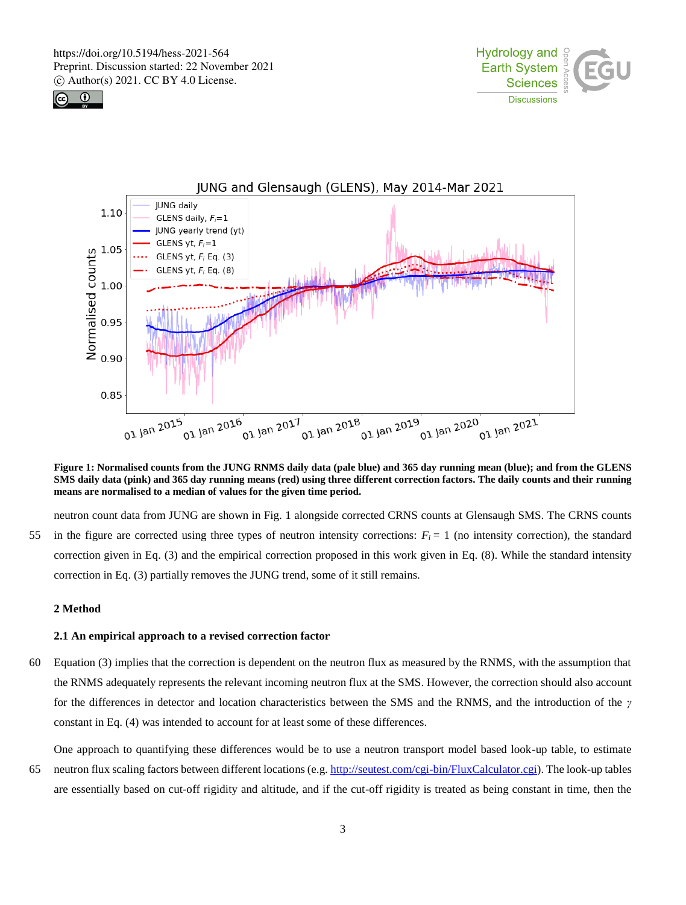Figure 1: Normalised counts from the JUNG RNMS daily data (pale blue) and 365 day running mean (blue); and from the GLENS SMS daily data (pink) and 365 day running means (red) using three different correction factors. The daily counts and their running means are normalised to a median of values for the given time period.

neutron count data from JUNG are shown in Fig. 1 alongside corrected CRNS counts at Glensaugh SMS. The CRNS counts in the figure are corrected using three types of neutron intensity corrections: $F_i = 1$ (no intensity correction), the standard correction given in Eq. (3) and the empirical correction proposed in this work given in Eq. (8). While the standard intensity correction in Eq. (3) partially removes the JUNG trend, some of it still remains.

## 2 Method

### 2.1 An empirical approach to a revised correction factor

Equation (3) implies that the correction is dependent on the neutron flux as measured by the RNMS, with the assumption that the RNMS adequately represents the relevant incoming neutron flux at the SMS. However, the correction should also account for the differences in detector and location characteristics between the SMS and the RNMS, and the introduction of the $\gamma$ constant in Eq. (4) was intended to account for at least some of these differences.

One approach to quantifying these differences would be to use a neutron transport model based look-up table, to estimate neutron flux scaling factors between different locations (e.g. http://seutest.com/cgi-bin/FluxCalculator.cgi). The look-up tables are essentially based on cut-off rigidity and altitude, and if the cut-off rigidity is treated as being constant in time, then the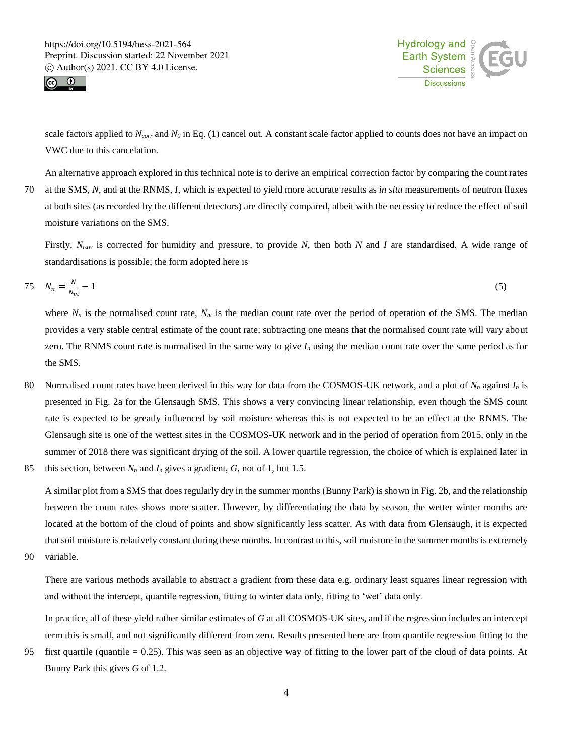scale factors applied to $N_{corr}$ and $N_0$ in Eq. (1) cancel out. A constant scale factor applied to counts does not have an impact on VWC due to this cancelation.

An alternative approach explored in this technical note is to derive an empirical correction factor by comparing the count rates at the SMS, $N$, and at the RNMS, $I$, which is expected to yield more accurate results as *in situ* measurements of neutron fluxes at both sites (as recorded by the different detectors) are directly compared, albeit with the necessity to reduce the effect of soil moisture variations on the SMS.

Firstly, $N_{raw}$ is corrected for humidity and pressure, to provide $N$, then both $N$ and $I$ are standardised. A wide range of standardisations is possible; the form adopted here is

$$N_n = \frac{N}{N_m} - 1 \tag{5}$$

where $N_n$ is the normalised count rate, $N_m$ is the median count rate over the period of operation of the SMS. The median provides a very stable central estimate of the count rate; subtracting one means that the normalised count rate will vary about zero. The RNMS count rate is normalised in the same way to give $I_n$ using the median count rate over the same period as for the SMS.

Normalised count rates have been derived in this way for data from the COSMOS-UK network, and a plot of $N_n$ against $I_n$ is presented in Fig. 2a for the Glensaugh SMS. This shows a very convincing linear relationship, even though the SMS count rate is expected to be greatly influenced by soil moisture whereas this is not expected to be an effect at the RNMS. The Glensaugh site is one of the wettest sites in the COSMOS-UK network and in the period of operation from 2015, only in the summer of 2018 there was significant drying of the soil. A lower quartile regression, the choice of which is explained later in this section, between $N_n$ and $I_n$ gives a gradient, $G$, not of 1, but 1.5.

A similar plot from a SMS that does regularly dry in the summer months (Bunny Park) is shown in Fig. 2b, and the relationship between the count rates shows more scatter. However, by differentiating the data by season, the wetter winter months are located at the bottom of the cloud of points and show significantly less scatter. As with data from Glensaugh, it is expected that soil moisture is relatively constant during these months. In contrast to this, soil moisture in the summer months is extremely variable.

There are various methods available to abstract a gradient from these data e.g. ordinary least squares linear regression with and without the intercept, quantile regression, fitting to winter data only, fitting to 'wet' data only.

In practice, all of these yield rather similar estimates of $G$ at all COSMOS-UK sites, and if the regression includes an intercept term this is small, and not significantly different from zero. Results presented here are from quantile regression fitting to the first quartile (quantile = 0.25). This was seen as an objective way of fitting to the lower part of the cloud of data points. At Bunny Park this gives $G$ of 1.2.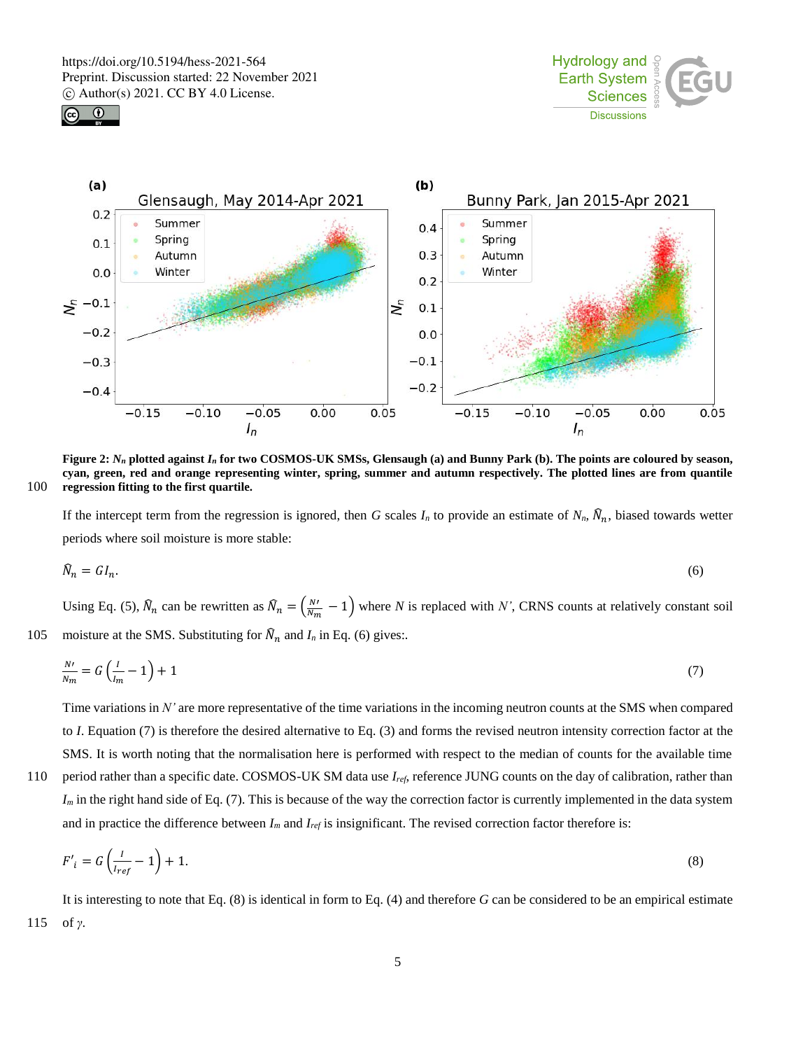**Figure 2: $N_n$ plotted against $I_n$ for two COSMOS-UK SMSs, Glensaugh (a) and Bunny Park (b). The points are coloured by season, cyan, green, red and orange representing winter, spring, summer and autumn respectively. The plotted lines are from quantile regression fitting to the first quartile.**

If the intercept term from the regression is ignored, then $G$ scales $I_n$ to provide an estimate of $N_n$, $\hat{N}_n$, biased towards wetter periods where soil moisture is more stable:

$$\hat{N}_n = G I_n. \quad (6)$$

Using Eq. (5), $\hat{N}_n$ can be rewritten as $\hat{N}_n = \left(\frac{N\prime}{N_m} - 1\right)$ where $N$ is replaced with $N'$, CRNS counts at relatively constant soil moisture at the SMS. Substituting for $\hat{N}_n$ and $I_n$ in Eq. (6) gives:.

$$\frac{N\prime}{N_m} = G\left(\frac{I}{I_m} - 1\right) + 1 \quad (7)$$

Time variations in $N'$ are more representative of the time variations in the incoming neutron counts at the SMS when compared to $I$. Equation (7) is therefore the desired alternative to Eq. (3) and forms the revised neutron intensity correction factor at the SMS. It is worth noting that the normalisation here is performed with respect to the median of counts for the available time period rather than a specific date. COSMOS-UK SM data use $I_{ref}$, reference JUNG counts on the day of calibration, rather than $I_m$ in the right hand side of Eq. (7). This is because of the way the correction factor is currently implemented in the data system and in practice the difference between $I_m$ and $I_{ref}$ is insignificant. The revised correction factor therefore is:

$$F'_i = G\left(\frac{I}{I_{ref}} - 1\right) + 1. \quad (8)$$

It is interesting to note that Eq. (8) is identical in form to Eq. (4) and therefore $G$ can be considered to be an empirical estimate of $\gamma$.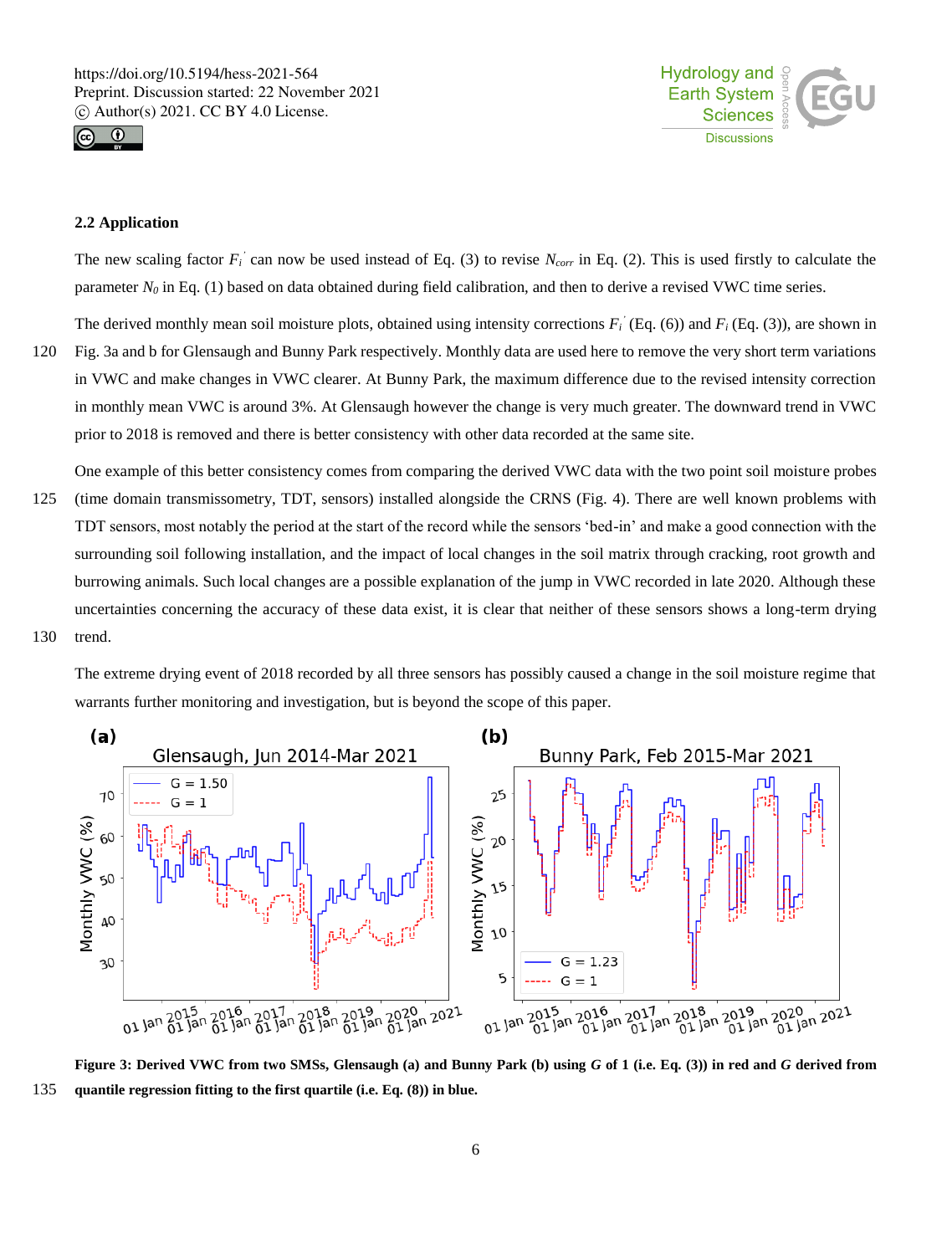### 2.2 Application

The new scaling factor $F_i'$ can now be used instead of Eq. (3) to revise $N_{corr}$ in Eq. (2). This is used firstly to calculate the parameter $N_0$ in Eq. (1) based on data obtained during field calibration, and then to derive a revised VWC time series.

The derived monthly mean soil moisture plots, obtained using intensity corrections $F_i'$ (Eq. (6)) and $F_i$ (Eq. (3)), are shown in Fig. 3a and b for Glensaugh and Bunny Park respectively. Monthly data are used here to remove the very short term variations in VWC and make changes in VWC clearer. At Bunny Park, the maximum difference due to the revised intensity correction in monthly mean VWC is around 3%. At Glensaugh however the change is very much greater. The downward trend in VWC prior to 2018 is removed and there is better consistency with other data recorded at the same site.

One example of this better consistency comes from comparing the derived VWC data with the two point soil moisture probes (time domain transmissometry, TDT, sensors) installed alongside the CRNS (Fig. 4). There are well known problems with TDT sensors, most notably the period at the start of the record while the sensors 'bed-in' and make a good connection with the surrounding soil following installation, and the impact of local changes in the soil matrix through cracking, root growth and burrowing animals. Such local changes are a possible explanation of the jump in VWC recorded in late 2020. Although these uncertainties concerning the accuracy of these data exist, it is clear that neither of these sensors shows a long-term drying trend.

The extreme drying event of 2018 recorded by all three sensors has possibly caused a change in the soil moisture regime that warrants further monitoring and investigation, but is beyond the scope of this paper.

**Figure 3: Derived VWC from two SMSs, Glensaugh (a) and Bunny Park (b) using $G$ of 1 (i.e. Eq. (3)) in red and $G$ derived from quantile regression fitting to the first quartile (i.e. Eq. (8)) in blue.**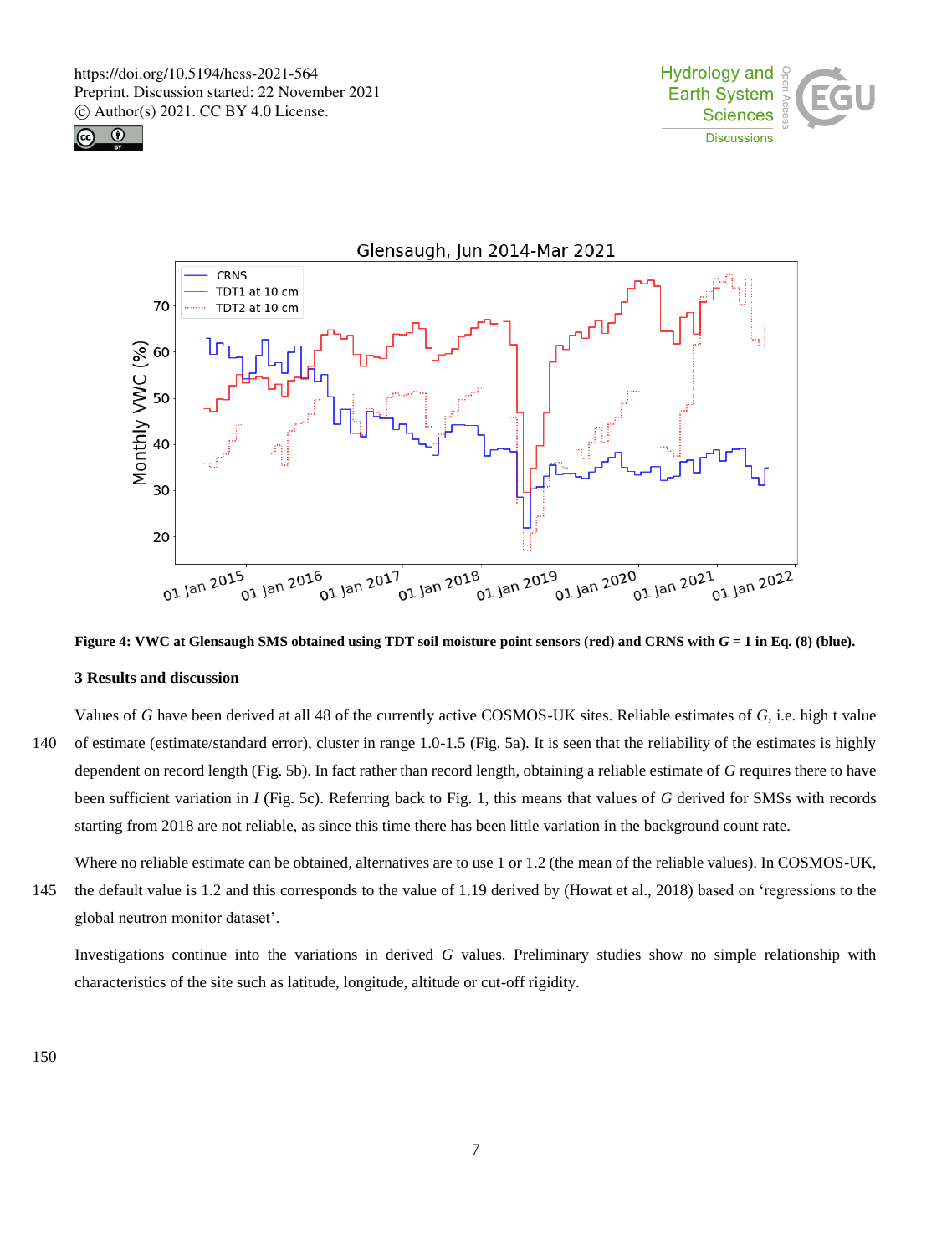Figure 4: VWC at Glensaugh SMS obtained using TDT soil moisture point sensors (red) and CRNS with $G = 1$ in Eq. (8) (blue).

## 3 Results and discussion

Values of $G$ have been derived at all 48 of the currently active COSMOS-UK sites. Reliable estimates of $G$, i.e. high t value of estimate (estimate/standard error), cluster in range 1.0-1.5 (Fig. 5a). It is seen that the reliability of the estimates is highly dependent on record length (Fig. 5b). In fact rather than record length, obtaining a reliable estimate of $G$ requires there to have been sufficient variation in $I$ (Fig. 5c). Referring back to Fig. 1, this means that values of $G$ derived for SMSs with records starting from 2018 are not reliable, as since this time there has been little variation in the background count rate.

Where no reliable estimate can be obtained, alternatives are to use 1 or 1.2 (the mean of the reliable values). In COSMOS-UK, the default value is 1.2 and this corresponds to the value of 1.19 derived by (Howat et al., 2018) based on 'regressions to the global neutron monitor dataset'.

Investigations continue into the variations in derived $G$ values. Preliminary studies show no simple relationship with characteristics of the site such as latitude, longitude, altitude or cut-off rigidity.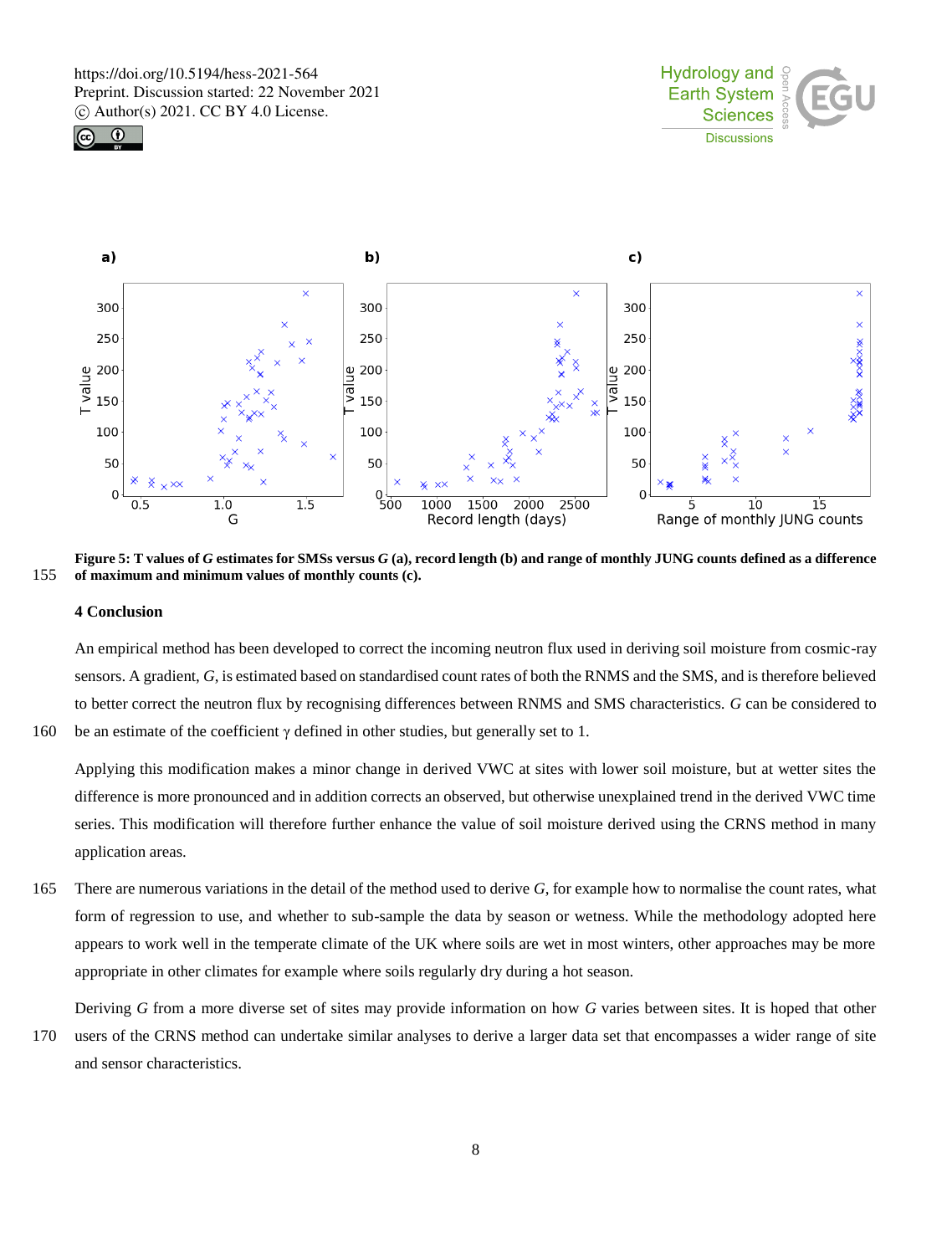**Figure 5: T values of *G* estimates for SMSs versus *G* (a), record length (b) and range of monthly JUNG counts defined as a difference of maximum and minimum values of monthly counts (c).**

## 4 Conclusion

An empirical method has been developed to correct the incoming neutron flux used in deriving soil moisture from cosmic-ray sensors. A gradient, *G*, is estimated based on standardised count rates of both the RNMS and the SMS, and is therefore believed to better correct the neutron flux by recognising differences between RNMS and SMS characteristics. *G* can be considered to be an estimate of the coefficient $\gamma$ defined in other studies, but generally set to 1.

Applying this modification makes a minor change in derived VWC at sites with lower soil moisture, but at wetter sites the difference is more pronounced and in addition corrects an observed, but otherwise unexplained trend in the derived VWC time series. This modification will therefore further enhance the value of soil moisture derived using the CRNS method in many application areas.

There are numerous variations in the detail of the method used to derive *G*, for example how to normalise the count rates, what form of regression to use, and whether to sub-sample the data by season or wetness. While the methodology adopted here appears to work well in the temperate climate of the UK where soils are wet in most winters, other approaches may be more appropriate in other climates for example where soils regularly dry during a hot season.

Deriving *G* from a more diverse set of sites may provide information on how *G* varies between sites. It is hoped that other users of the CRNS method can undertake similar analyses to derive a larger data set that encompasses a wider range of site and sensor characteristics.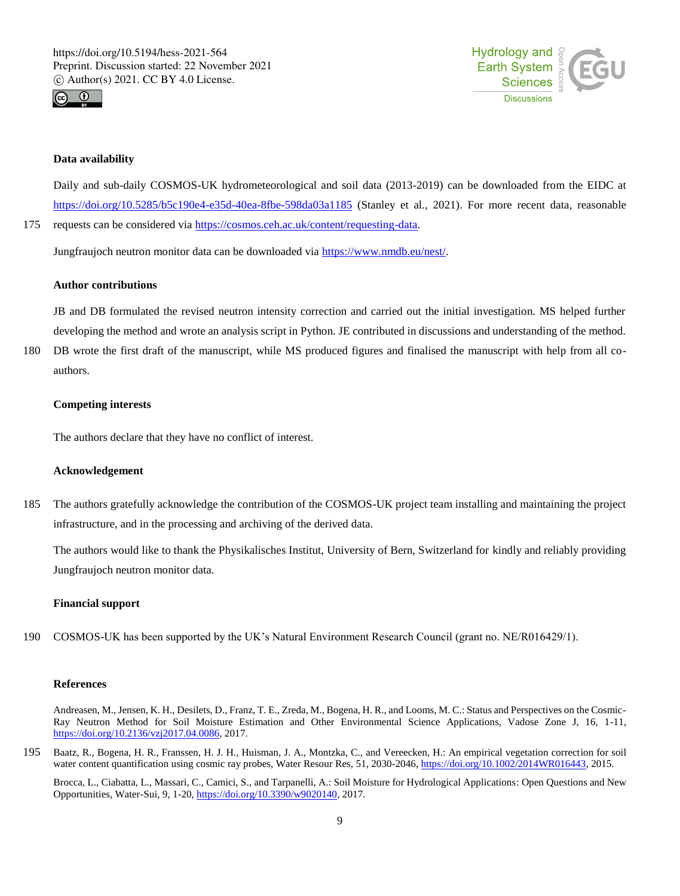## Data availability

Daily and sub-daily COSMOS-UK hydrometeorological and soil data (2013-2019) can be downloaded from the EIDC at https://doi.org/10.5285/b5c190e4-e35d-40ea-8fbe-598da03a1185 (Stanley et al., 2021). For more recent data, reasonable requests can be considered via https://cosmos.ceh.ac.uk/content/requesting-data.

Jungfraujoch neutron monitor data can be downloaded via https://www.nmdb.eu/nest/.

## Author contributions

JB and DB formulated the revised neutron intensity correction and carried out the initial investigation. MS helped further developing the method and wrote an analysis script in Python. JE contributed in discussions and understanding of the method. DB wrote the first draft of the manuscript, while MS produced figures and finalised the manuscript with help from all co-authors.

## Competing interests

The authors declare that they have no conflict of interest.

## Acknowledgement

The authors gratefully acknowledge the contribution of the COSMOS-UK project team installing and maintaining the project infrastructure, and in the processing and archiving of the derived data.

The authors would like to thank the Physikalisches Institut, University of Bern, Switzerland for kindly and reliably providing Jungfraujoch neutron monitor data.

## Financial support

COSMOS-UK has been supported by the UK's Natural Environment Research Council (grant no. NE/R016429/1).

## References

Andreasen, M., Jensen, K. H., Desilets, D., Franz, T. E., Zreda, M., Bogena, H. R., and Looms, M. C.: Status and Perspectives on the Cosmic-Ray Neutron Method for Soil Moisture Estimation and Other Environmental Science Applications, Vadose Zone J, 16, 1-11, https://doi.org/10.2136/vzj2017.04.0086, 2017.

Baatz, R., Bogena, H. R., Franssen, H. J. H., Huisman, J. A., Montzka, C., and Vereecken, H.: An empirical vegetation correction for soil water content quantification using cosmic ray probes, Water Resour Res, 51, 2030-2046, https://doi.org/10.1002/2014WR016443, 2015.

Brocca, L., Ciabatta, L., Massari, C., Camici, S., and Tarpanelli, A.: Soil Moisture for Hydrological Applications: Open Questions and New Opportunities, Water-Sui, 9, 1-20, https://doi.org/10.3390/w9020140, 2017.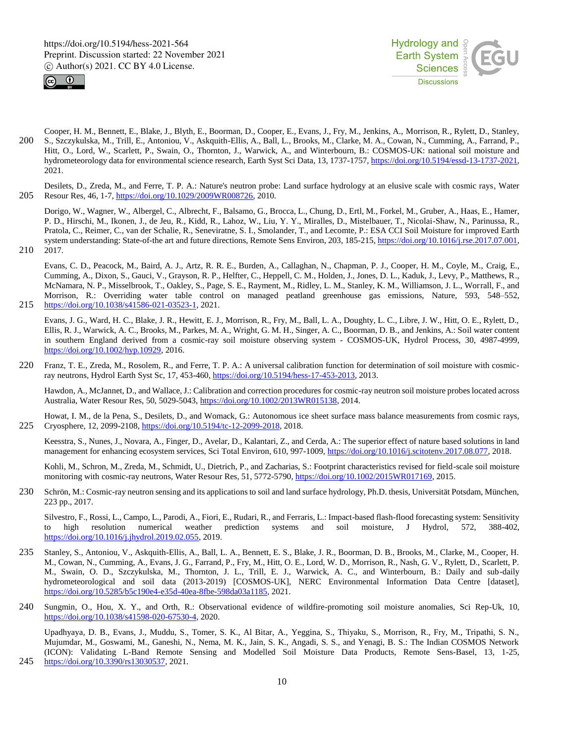Cooper, H. M., Bennett, E., Blake, J., Blyth, E., Boorman, D., Cooper, E., Evans, J., Fry, M., Jenkins, A., Morrison, R., Rylett, D., Stanley, S., Szczykulska, M., Trill, E., Antoniou, V., Askquith-Ellis, A., Ball, L., Brooks, M., Clarke, M. A., Cowan, N., Cumming, A., Farrand, P., Hitt, O., Lord, W., Scarlett, P., Swain, O., Thornton, J., Warwick, A., and Winterbourn, B.: COSMOS-UK: national soil moisture and hydrometeorology data for environmental science research, Earth Syst Sci Data, 13, 1737-1757, https://doi.org/10.5194/essd-13-1737-2021, 2021.

Desilets, D., Zreda, M., and Ferre, T. P. A.: Nature's neutron probe: Land surface hydrology at an elusive scale with cosmic rays, Water Resour Res, 46, 1-7, https://doi.org/10.1029/2009WR008726, 2010.

Dorigo, W., Wagner, W., Albergel, C., Albrecht, F., Balsamo, G., Brocca, L., Chung, D., Ertl, M., Forkel, M., Gruber, A., Haas, E., Hamer, P. D., Hirschi, M., Ikonen, J., de Jeu, R., Kidd, R., Lahoz, W., Liu, Y. Y., Miralles, D., Mistelbauer, T., Nicolai-Shaw, N., Parinussa, R., Pratola, C., Reimer, C., van der Schalie, R., Seneviratne, S. I., Smolander, T., and Lecomte, P.: ESA CCI Soil Moisture for improved Earth system understanding: State-of-the art and future directions, Remote Sens Environ, 203, 185-215, https://doi.org/10.1016/j.rse.2017.07.001, 2017.

Evans, C. D., Peacock, M., Baird, A. J., Artz, R. R. E., Burden, A., Callaghan, N., Chapman, P. J., Cooper, H. M., Coyle, M., Craig, E., Cumming, A., Dixon, S., Gauci, V., Grayson, R. P., Helfter, C., Heppell, C. M., Holden, J., Jones, D. L., Kaduk, J., Levy, P., Matthews, R., McNamara, N. P., Misselbrook, T., Oakley, S., Page, S. E., Rayment, M., Ridley, L. M., Stanley, K. M., Williamson, J. L., Worrall, F., and Morrison, R.: Overriding water table control on managed peatland greenhouse gas emissions, Nature, 593, 548–552, https://doi.org/10.1038/s41586-021-03523-1, 2021.

Evans, J. G., Ward, H. C., Blake, J. R., Hewitt, E. J., Morrison, R., Fry, M., Ball, L. A., Doughty, L. C., Libre, J. W., Hitt, O. E., Rylett, D., Ellis, R. J., Warwick, A. C., Brooks, M., Parkes, M. A., Wright, G. M. H., Singer, A. C., Boorman, D. B., and Jenkins, A.: Soil water content in southern England derived from a cosmic-ray soil moisture observing system - COSMOS-UK, Hydrol Process, 30, 4987-4999, https://doi.org/10.1002/hyp.10929, 2016.

Franz, T. E., Zreda, M., Rosolem, R., and Ferre, T. P. A.: A universal calibration function for determination of soil moisture with cosmic-ray neutrons, Hydrol Earth Syst Sc, 17, 453-460, https://doi.org/10.5194/hess-17-453-2013, 2013.

Hawdon, A., McJannet, D., and Wallace, J.: Calibration and correction procedures for cosmic-ray neutron soil moisture probes located across Australia, Water Resour Res, 50, 5029-5043, https://doi.org/10.1002/2013WR015138, 2014.

Howat, I. M., de la Pena, S., Desilets, D., and Womack, G.: Autonomous ice sheet surface mass balance measurements from cosmic rays, Cryosphere, 12, 2099-2108, https://doi.org/10.5194/tc-12-2099-2018, 2018.

Keesstra, S., Nunes, J., Novara, A., Finger, D., Avelar, D., Kalantari, Z., and Cerda, A.: The superior effect of nature based solutions in land management for enhancing ecosystem services, Sci Total Environ, 610, 997-1009, https://doi.org/10.1016/j.scitotenv.2017.08.077, 2018.

Kohli, M., Schron, M., Zreda, M., Schmidt, U., Dietrich, P., and Zacharias, S.: Footprint characteristics revised for field-scale soil moisture monitoring with cosmic-ray neutrons, Water Resour Res, 51, 5772-5790, https://doi.org/10.1002/2015WR017169, 2015.

Schrön, M.: Cosmic-ray neutron sensing and its applications to soil and land surface hydrology, Ph.D. thesis, Universität Potsdam, München, 223 pp., 2017.

Silvestro, F., Rossi, L., Campo, L., Parodi, A., Fiori, E., Rudari, R., and Ferraris, L.: Impact-based flash-flood forecasting system: Sensitivity to high resolution numerical weather prediction systems and soil moisture, J Hydrol, 572, 388-402, https://doi.org/10.1016/j.jhydrol.2019.02.055, 2019.

Stanley, S., Antoniou, V., Askquith-Ellis, A., Ball, L. A., Bennett, E. S., Blake, J. R., Boorman, D. B., Brooks, M., Clarke, M., Cooper, H. M., Cowan, N., Cumming, A., Evans, J. G., Farrand, P., Fry, M., Hitt, O. E., Lord, W. D., Morrison, R., Nash, G. V., Rylett, D., Scarlett, P. M., Swain, O. D., Szczykulska, M., Thornton, J. L., Trill, E. J., Warwick, A. C., and Winterbourn, B.: Daily and sub-daily hydrometeorological and soil data (2013-2019) [COSMOS-UK], NERC Environmental Information Data Centre [dataset], https://doi.org/10.5285/b5c190e4-e35d-40ea-8fbe-598da03a1185, 2021.

Sungmin, O., Hou, X. Y., and Orth, R.: Observational evidence of wildfire-promoting soil moisture anomalies, Sci Rep-Uk, 10, https://doi.org/10.1038/s41598-020-67530-4, 2020.

Upadhyaya, D. B., Evans, J., Muddu, S., Tomer, S. K., Al Bitar, A., Yeggina, S., Thiyaku, S., Morrison, R., Fry, M., Tripathi, S. N., Mujumdar, M., Goswami, M., Ganeshi, N., Nema, M. K., Jain, S. K., Angadi, S. S., and Yenagi, B. S.: The Indian COSMOS Network (ICON): Validating L-Band Remote Sensing and Modelled Soil Moisture Data Products, Remote Sens-Basel, 13, 1-25, https://doi.org/10.3390/rs13030537, 2021.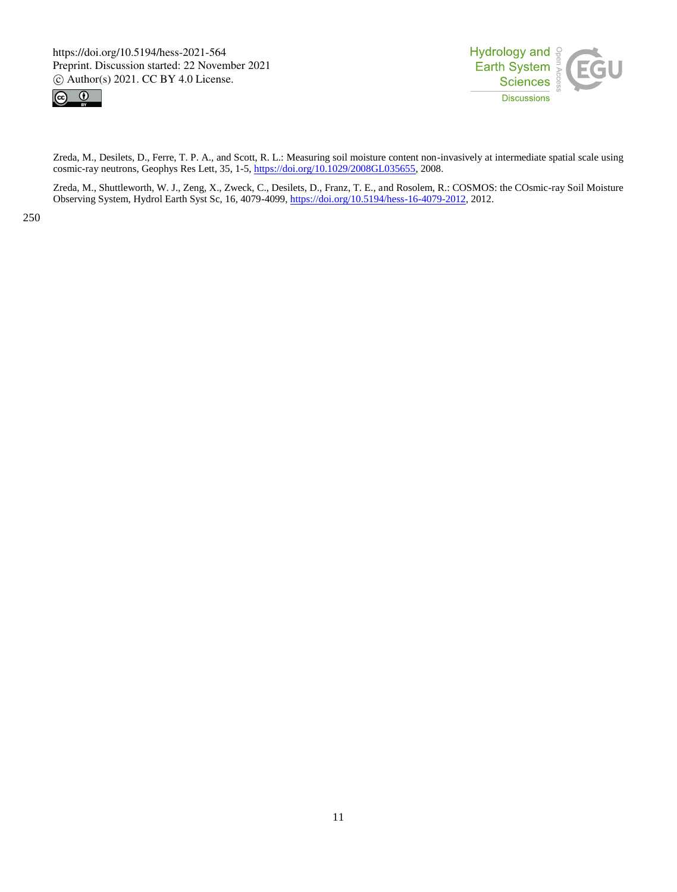Zreda, M., Desilets, D., Ferre, T. P. A., and Scott, R. L.: Measuring soil moisture content non-invasively at intermediate spatial scale using cosmic-ray neutrons, Geophys Res Lett, 35, 1-5, https://doi.org/10.1029/2008GL035655, 2008.

Zreda, M., Shuttleworth, W. J., Zeng, X., Zweck, C., Desilets, D., Franz, T. E., and Rosolem, R.: COSMOS: the COsmic-ray Soil Moisture Observing System, Hydrol Earth Syst Sc, 16, 4079-4099, https://doi.org/10.5194/hess-16-4079-2012, 2012.